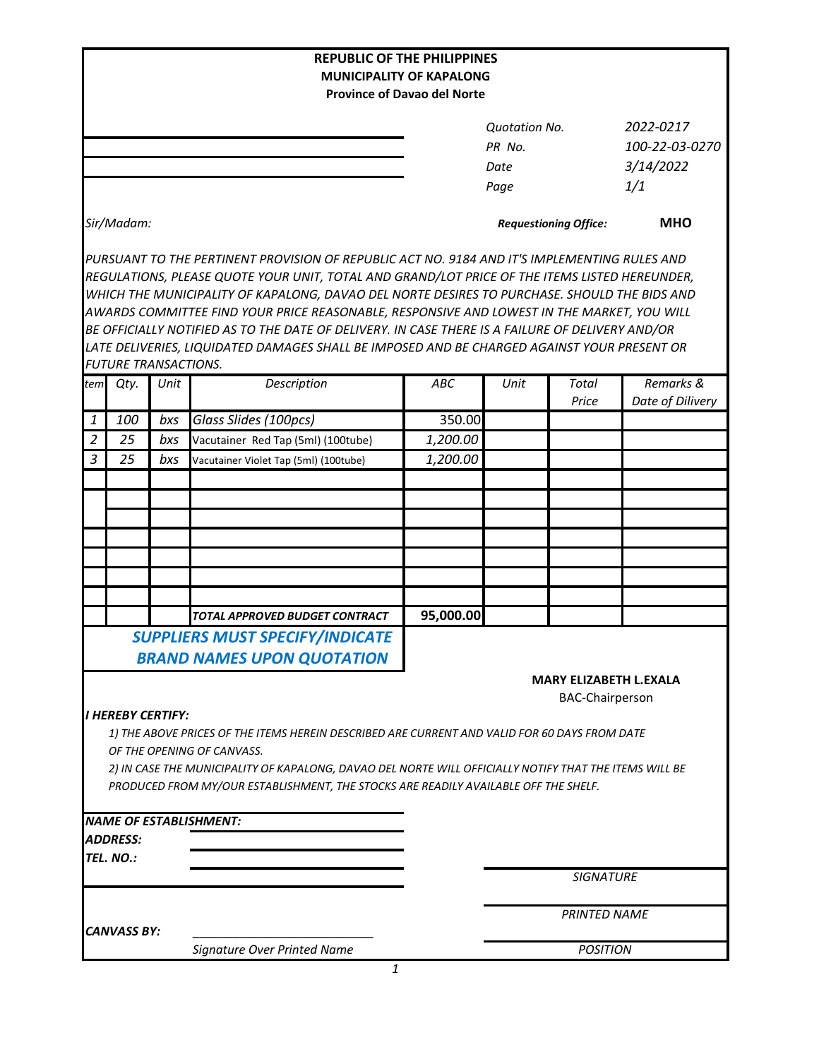**REPUBLIC OF THE PHILIPPINES**
**MUNICIPALITY OF KAPALONG**
**Province of Davao del Norte**

| | |
|---|---|
| *Quotation No.* | *2022-0217* |
| *PR No.* | *100-22-03-0270* |
| *Date* | *3/14/2022* |
| *Page* | *1/1* |

*Sir/Madam:*

***Requestioning Office:*** **MHO**

*PURSUANT TO THE PERTINENT PROVISION OF REPUBLIC ACT NO. 9184 AND IT'S IMPLEMENTING RULES AND REGULATIONS, PLEASE QUOTE YOUR UNIT, TOTAL AND GRAND/LOT PRICE OF THE ITEMS LISTED HEREUNDER, WHICH THE MUNICIPALITY OF KAPALONG, DAVAO DEL NORTE DESIRES TO PURCHASE. SHOULD THE BIDS AND AWARDS COMMITTEE FIND YOUR PRICE REASONABLE, RESPONSIVE AND LOWEST IN THE MARKET, YOU WILL BE OFFICIALLY NOTIFIED AS TO THE DATE OF DELIVERY. IN CASE THERE IS A FAILURE OF DELIVERY AND/OR LATE DELIVERIES, LIQUIDATED DAMAGES SHALL BE IMPOSED AND BE CHARGED AGAINST YOUR PRESENT OR FUTURE TRANSACTIONS.*

| tem | Qty. | Unit | Description | ABC | Unit | Total Price | Remarks & Date of Dilivery |
|---|---|---|---|---|---|---|---|
| 1 | 100 | bxs | Glass Slides (100pcs) | 350.00 | | | |
| 2 | 25 | bxs | Vacutainer Red Tap (5ml) (100tube) | 1,200.00 | | | |
| 3 | 25 | bxs | Vacutainer Violet Tap (5ml) (100tube) | 1,200.00 | | | |
| | | | | | | | |
| | | | | | | | |
| | | | | | | | |
| | | | | | | | |
| | | | | | | | |
| | | | | | | | |
| | | | | | | | |
| | | | *TOTAL APPROVED BUDGET CONTRACT* | **95,000.00** | | | |

***SUPPLIERS MUST SPECIFY/INDICATE BRAND NAMES UPON QUOTATION***

**MARY ELIZABETH L.EXALA**
BAC-Chairperson

***I HEREBY CERTIFY:***

*1) THE ABOVE PRICES OF THE ITEMS HEREIN DESCRIBED ARE CURRENT AND VALID FOR 60 DAYS FROM DATE OF THE OPENING OF CANVASS.*

*2) IN CASE THE MUNICIPALITY OF KAPALONG, DAVAO DEL NORTE WILL OFFICIALLY NOTIFY THAT THE ITEMS WILL BE PRODUCED FROM MY/OUR ESTABLISHMENT, THE STOCKS ARE READILY AVAILABLE OFF THE SHELF.*

***NAME OF ESTABLISHMENT:*** ______________________

***ADDRESS:*** ______________________

***TEL. NO.:*** ______________________

______________________
*SIGNATURE*

______________________
*PRINTED NAME*

______________________
*POSITION*

***CANVASS BY:*** ______________________
*Signature Over Printed Name*